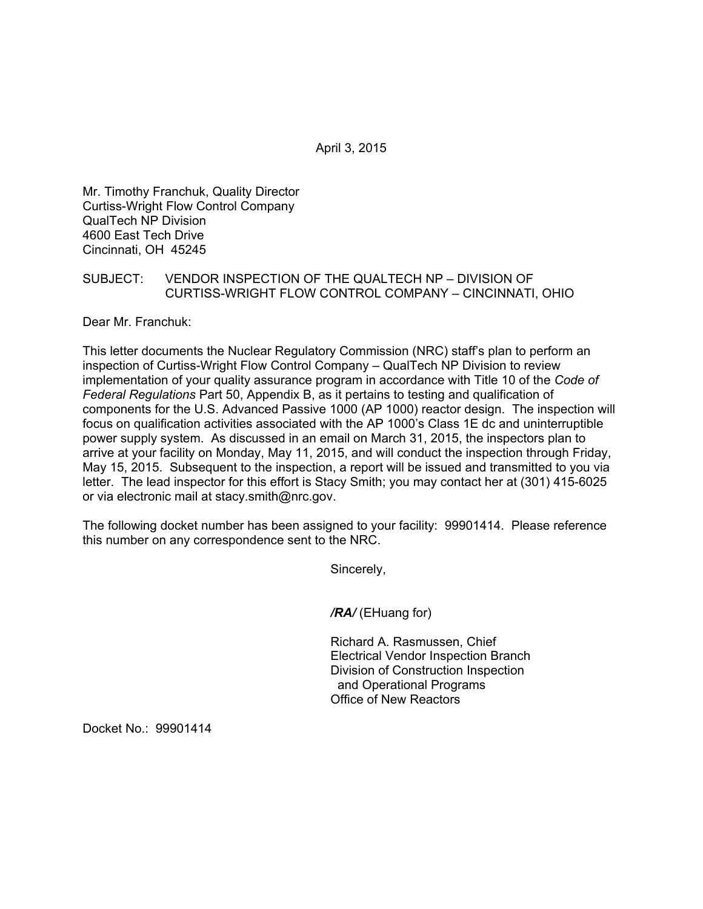April 3, 2015

Mr. Timothy Franchuk, Quality Director
Curtiss-Wright Flow Control Company
QualTech NP Division
4600 East Tech Drive
Cincinnati, OH 45245

SUBJECT: VENDOR INSPECTION OF THE QUALTECH NP – DIVISION OF CURTISS-WRIGHT FLOW CONTROL COMPANY – CINCINNATI, OHIO

Dear Mr. Franchuk:

This letter documents the Nuclear Regulatory Commission (NRC) staff's plan to perform an inspection of Curtiss-Wright Flow Control Company – QualTech NP Division to review implementation of your quality assurance program in accordance with Title 10 of the *Code of Federal Regulations* Part 50, Appendix B, as it pertains to testing and qualification of components for the U.S. Advanced Passive 1000 (AP 1000) reactor design. The inspection will focus on qualification activities associated with the AP 1000's Class 1E dc and uninterruptible power supply system. As discussed in an email on March 31, 2015, the inspectors plan to arrive at your facility on Monday, May 11, 2015, and will conduct the inspection through Friday, May 15, 2015. Subsequent to the inspection, a report will be issued and transmitted to you via letter. The lead inspector for this effort is Stacy Smith; you may contact her at (301) 415-6025 or via electronic mail at stacy.smith@nrc.gov.

The following docket number has been assigned to your facility: 99901414. Please reference this number on any correspondence sent to the NRC.

Sincerely,

***/RA/*** (EHuang for)

Richard A. Rasmussen, Chief
Electrical Vendor Inspection Branch
Division of Construction Inspection
and Operational Programs
Office of New Reactors

Docket No.: 99901414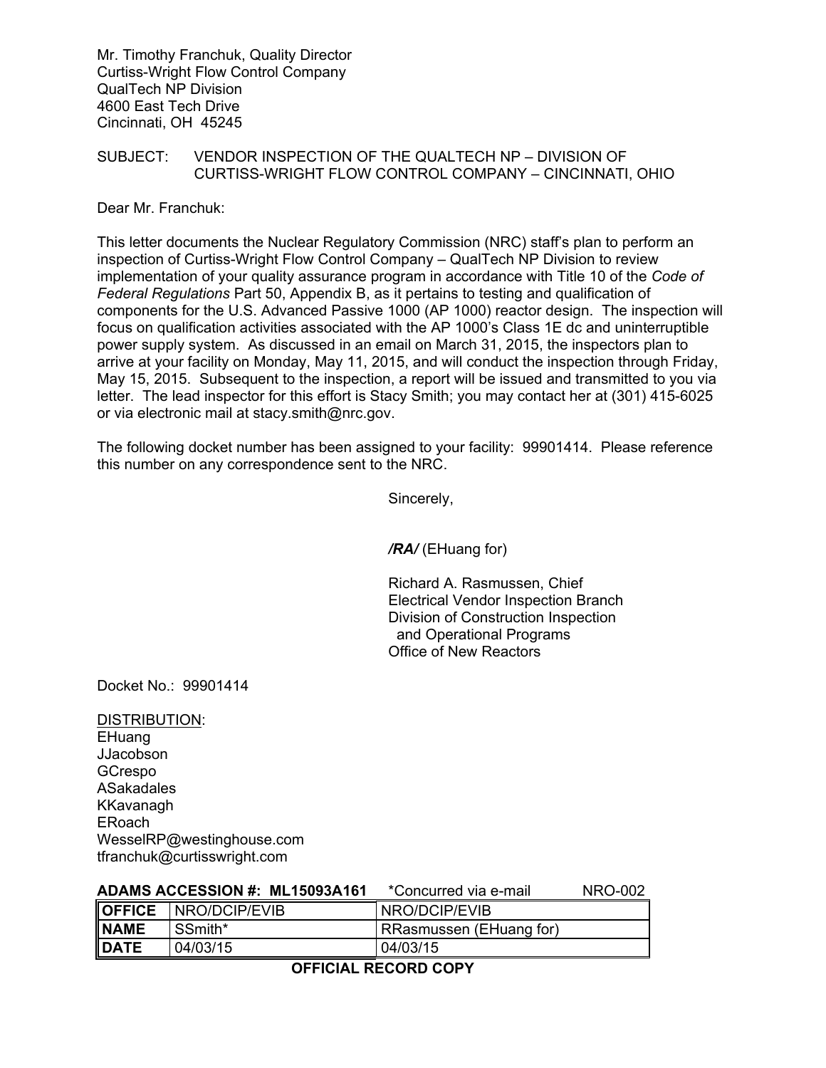Mr. Timothy Franchuk, Quality Director
Curtiss-Wright Flow Control Company
QualTech NP Division
4600 East Tech Drive
Cincinnati, OH 45245

SUBJECT: VENDOR INSPECTION OF THE QUALTECH NP – DIVISION OF CURTISS-WRIGHT FLOW CONTROL COMPANY – CINCINNATI, OHIO

Dear Mr. Franchuk:

This letter documents the Nuclear Regulatory Commission (NRC) staff's plan to perform an inspection of Curtiss-Wright Flow Control Company – QualTech NP Division to review implementation of your quality assurance program in accordance with Title 10 of the *Code of Federal Regulations* Part 50, Appendix B, as it pertains to testing and qualification of components for the U.S. Advanced Passive 1000 (AP 1000) reactor design. The inspection will focus on qualification activities associated with the AP 1000's Class 1E dc and uninterruptible power supply system. As discussed in an email on March 31, 2015, the inspectors plan to arrive at your facility on Monday, May 11, 2015, and will conduct the inspection through Friday, May 15, 2015. Subsequent to the inspection, a report will be issued and transmitted to you via letter. The lead inspector for this effort is Stacy Smith; you may contact her at (301) 415-6025 or via electronic mail at stacy.smith@nrc.gov.

The following docket number has been assigned to your facility: 99901414. Please reference this number on any correspondence sent to the NRC.

Sincerely,

***/RA/*** (EHuang for)

Richard A. Rasmussen, Chief
Electrical Vendor Inspection Branch
Division of Construction Inspection
and Operational Programs
Office of New Reactors

Docket No.: 99901414

DISTRIBUTION:
EHuang
JJacobson
GCrespo
ASakadales
KKavanagh
ERoach
WesselRP@westinghouse.com
tfranchuk@curtisswright.com

**ADAMS ACCESSION #: ML15093A161** *Concurred via e-mail NRO-002

| | | |
|---|---|---|
| **OFFICE** | NRO/DCIP/EVIB | NRO/DCIP/EVIB |
| **NAME** | SSmith* | RRasmussen (EHuang for) |
| **DATE** | 04/03/15 | 04/03/15 |

**OFFICIAL RECORD COPY**